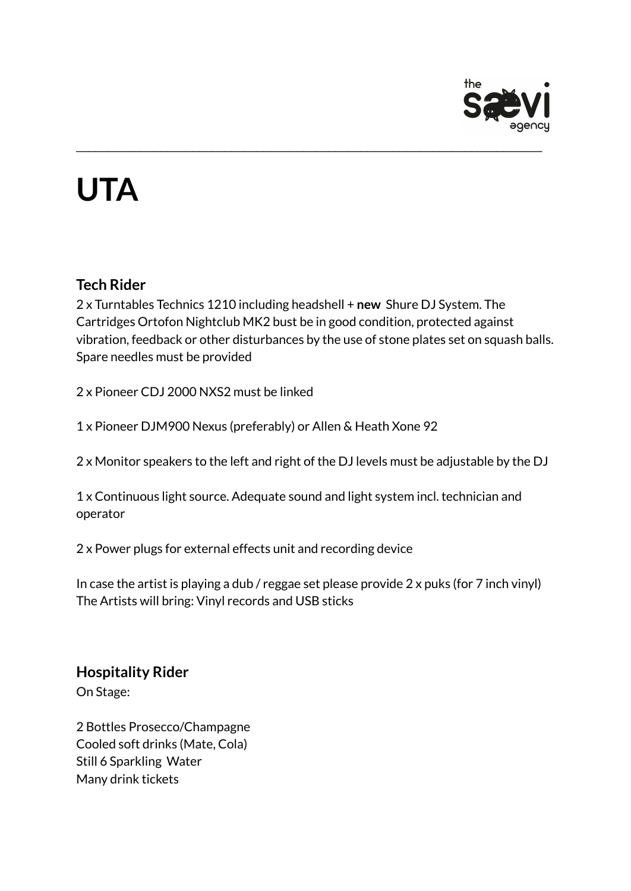# UTA

## Tech Rider

2 x Turntables Technics 1210 including headshell + **new** Shure DJ System. The Cartridges Ortofon Nightclub MK2 bust be in good condition, protected against vibration, feedback or other disturbances by the use of stone plates set on squash balls. Spare needles must be provided

2 x Pioneer CDJ 2000 NXS2 must be linked

1 x Pioneer DJM900 Nexus (preferably) or Allen & Heath Xone 92

2 x Monitor speakers to the left and right of the DJ levels must be adjustable by the DJ

1 x Continuous light source. Adequate sound and light system incl. technician and operator

2 x Power plugs for external effects unit and recording device

In case the artist is playing a dub / reggae set please provide 2 x puks (for 7 inch vinyl)
The Artists will bring: Vinyl records and USB sticks

## Hospitality Rider

On Stage:

2 Bottles Prosecco/Champagne
Cooled soft drinks (Mate, Cola)
Still 6 Sparkling Water
Many drink tickets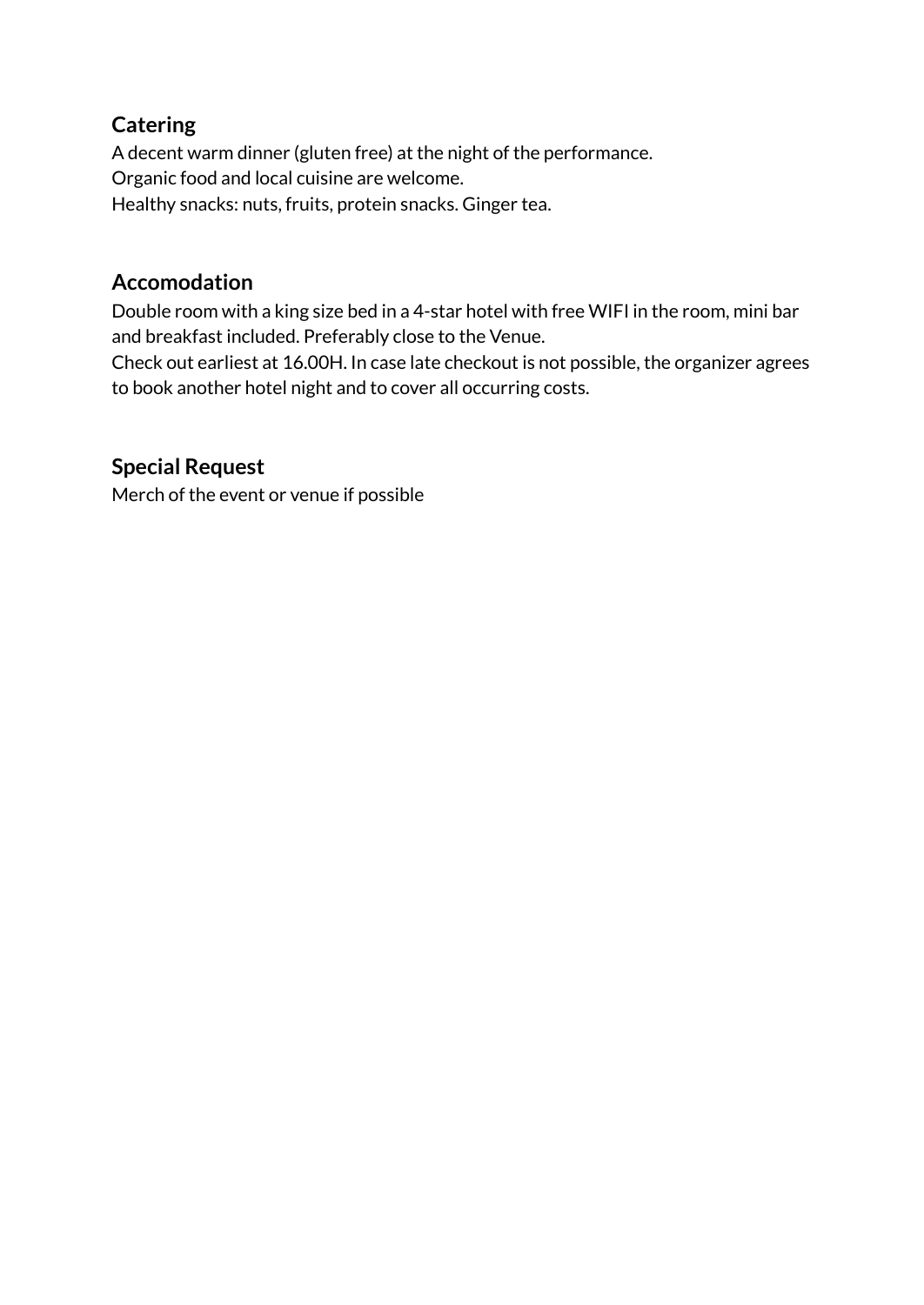## Catering

A decent warm dinner (gluten free) at the night of the performance.
Organic food and local cuisine are welcome.
Healthy snacks: nuts, fruits, protein snacks. Ginger tea.

## Accomodation

Double room with a king size bed in a 4-star hotel with free WIFI in the room, mini bar and breakfast included. Preferably close to the Venue.
Check out earliest at 16.00H. In case late checkout is not possible, the organizer agrees to book another hotel night and to cover all occurring costs.

## Special Request

Merch of the event or venue if possible